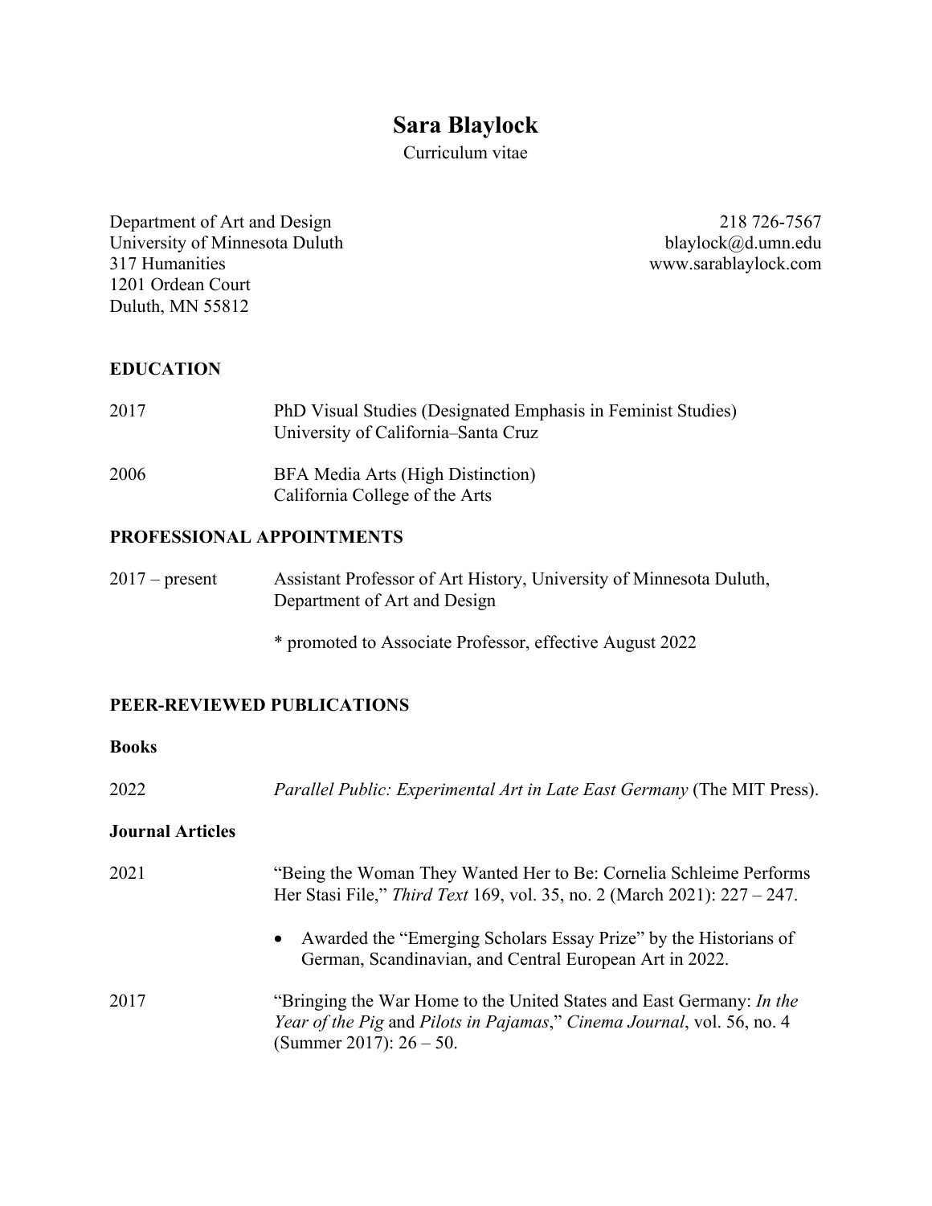# Sara Blaylock

Curriculum vitae

Department of Art and Design
University of Minnesota Duluth
317 Humanities
1201 Ordean Court
Duluth, MN 55812

218 726-7567
blaylock@d.umn.edu
www.sarablaylock.com

## EDUCATION

2017 — PhD Visual Studies (Designated Emphasis in Feminist Studies)
University of California–Santa Cruz

2006 — BFA Media Arts (High Distinction)
California College of the Arts

## PROFESSIONAL APPOINTMENTS

2017 – present — Assistant Professor of Art History, University of Minnesota Duluth, Department of Art and Design

* promoted to Associate Professor, effective August 2022

## PEER-REVIEWED PUBLICATIONS

### Books

2022 — *Parallel Public: Experimental Art in Late East Germany* (The MIT Press).

### Journal Articles

2021 — "Being the Woman They Wanted Her to Be: Cornelia Schleime Performs Her Stasi File," *Third Text* 169, vol. 35, no. 2 (March 2021): 227 – 247.

- Awarded the "Emerging Scholars Essay Prize" by the Historians of German, Scandinavian, and Central European Art in 2022.

2017 — "Bringing the War Home to the United States and East Germany: *In the Year of the Pig* and *Pilots in Pajamas*," *Cinema Journal*, vol. 56, no. 4 (Summer 2017): 26 – 50.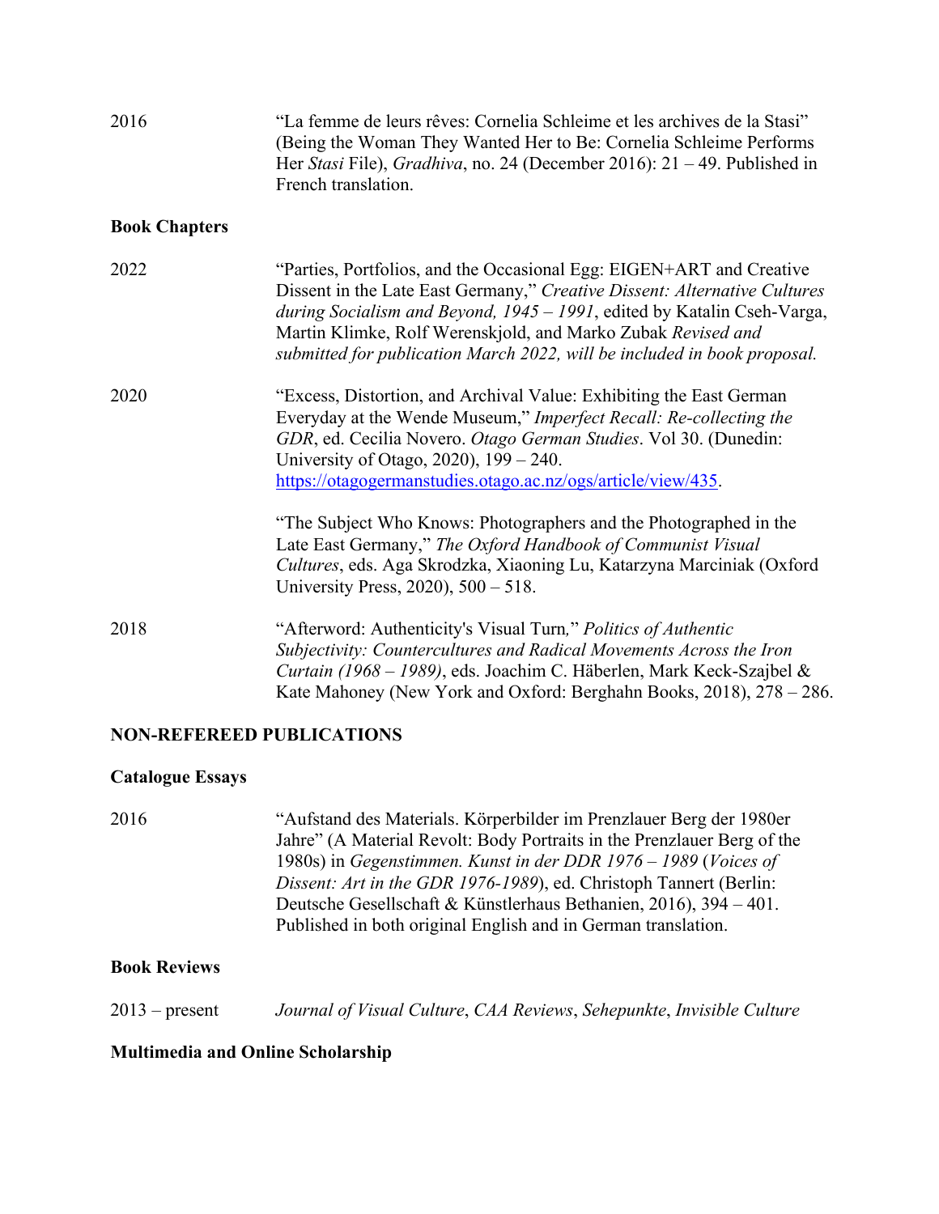2016 — "La femme de leurs rêves: Cornelia Schleime et les archives de la Stasi" (Being the Woman They Wanted Her to Be: Cornelia Schleime Performs Her *Stasi* File), *Gradhiva*, no. 24 (December 2016): 21 – 49. Published in French translation.

### Book Chapters

2022 — "Parties, Portfolios, and the Occasional Egg: EIGEN+ART and Creative Dissent in the Late East Germany," *Creative Dissent: Alternative Cultures during Socialism and Beyond, 1945 – 1991*, edited by Katalin Cseh-Varga, Martin Klimke, Rolf Werenskjold, and Marko Zubak *Revised and submitted for publication March 2022, will be included in book proposal.*

2020 — "Excess, Distortion, and Archival Value: Exhibiting the East German Everyday at the Wende Museum," *Imperfect Recall: Re-collecting the GDR*, ed. Cecilia Novero. *Otago German Studies*. Vol 30. (Dunedin: University of Otago, 2020), 199 – 240. https://otagogermanstudies.otago.ac.nz/ogs/article/view/435.

"The Subject Who Knows: Photographers and the Photographed in the Late East Germany," *The Oxford Handbook of Communist Visual Cultures*, eds. Aga Skrodzka, Xiaoning Lu, Katarzyna Marciniak (Oxford University Press, 2020), 500 – 518.

2018 — "Afterword: Authenticity's Visual Turn," *Politics of Authentic Subjectivity: Countercultures and Radical Movements Across the Iron Curtain (1968 – 1989)*, eds. Joachim C. Häberlen, Mark Keck-Szajbel & Kate Mahoney (New York and Oxford: Berghahn Books, 2018), 278 – 286.

## NON-REFEREED PUBLICATIONS

### Catalogue Essays

2016 — "Aufstand des Materials. Körperbilder im Prenzlauer Berg der 1980er Jahre" (A Material Revolt: Body Portraits in the Prenzlauer Berg of the 1980s) in *Gegenstimmen. Kunst in der DDR 1976 – 1989* (*Voices of Dissent: Art in the GDR 1976-1989*), ed. Christoph Tannert (Berlin: Deutsche Gesellschaft & Künstlerhaus Bethanien, 2016), 394 – 401. Published in both original English and in German translation.

### Book Reviews

2013 – present — *Journal of Visual Culture*, *CAA Reviews*, *Sehepunkte*, *Invisible Culture*

### Multimedia and Online Scholarship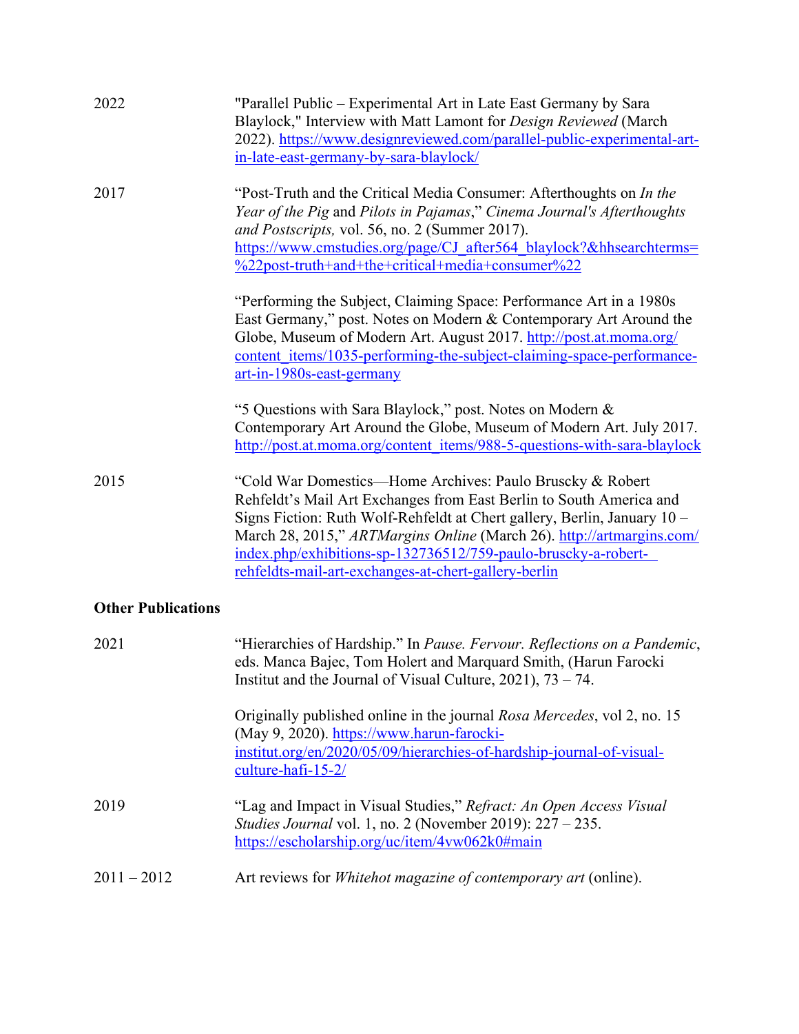2022 — "Parallel Public – Experimental Art in Late East Germany by Sara Blaylock," Interview with Matt Lamont for *Design Reviewed* (March 2022). https://www.designreviewed.com/parallel-public-experimental-art-in-late-east-germany-by-sara-blaylock/

2017 — "Post-Truth and the Critical Media Consumer: Afterthoughts on *In the Year of the Pig* and *Pilots in Pajamas*," *Cinema Journal's Afterthoughts and Postscripts,* vol. 56, no. 2 (Summer 2017). https://www.cmstudies.org/page/CJ_after564_blaylock?&hhsearchterms=%22post-truth+and+the+critical+media+consumer%22

"Performing the Subject, Claiming Space: Performance Art in a 1980s East Germany," post. Notes on Modern & Contemporary Art Around the Globe, Museum of Modern Art. August 2017. http://post.at.moma.org/content_items/1035-performing-the-subject-claiming-space-performance-art-in-1980s-east-germany

"5 Questions with Sara Blaylock," post. Notes on Modern & Contemporary Art Around the Globe, Museum of Modern Art. July 2017. http://post.at.moma.org/content_items/988-5-questions-with-sara-blaylock

2015 — "Cold War Domestics—Home Archives: Paulo Bruscky & Robert Rehfeldt's Mail Art Exchanges from East Berlin to South America and Signs Fiction: Ruth Wolf-Rehfeldt at Chert gallery, Berlin, January 10 – March 28, 2015," *ARTMargins Online* (March 26). http://artmargins.com/index.php/exhibitions-sp-132736512/759-paulo-bruscky-a-robert-rehfeldts-mail-art-exchanges-at-chert-gallery-berlin

**Other Publications**

2021 — "Hierarchies of Hardship." In *Pause. Fervour. Reflections on a Pandemic*, eds. Manca Bajec, Tom Holert and Marquard Smith, (Harun Farocki Institut and the Journal of Visual Culture, 2021), 73 – 74.

Originally published online in the journal *Rosa Mercedes*, vol 2, no. 15 (May 9, 2020). https://www.harun-farocki-institut.org/en/2020/05/09/hierarchies-of-hardship-journal-of-visual-culture-hafi-15-2/

2019 — "Lag and Impact in Visual Studies," *Refract: An Open Access Visual Studies Journal* vol. 1, no. 2 (November 2019): 227 – 235. https://escholarship.org/uc/item/4vw062k0#main

2011 – 2012 — Art reviews for *Whitehot magazine of contemporary art* (online).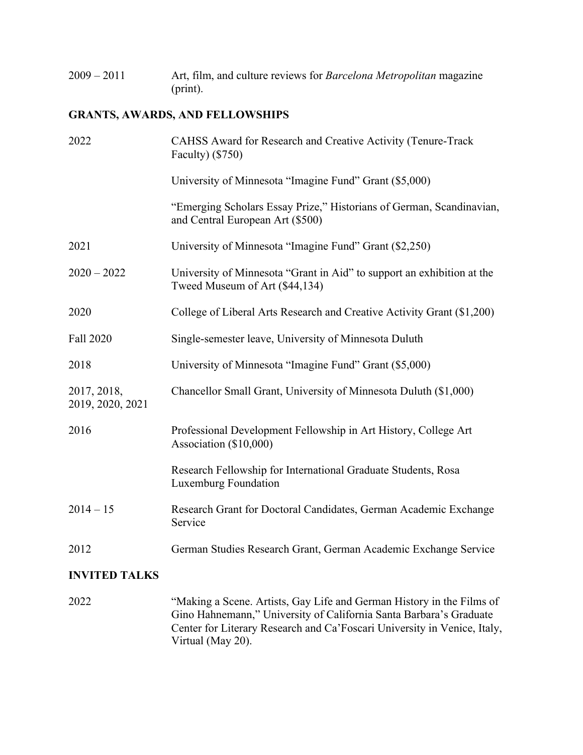2009 – 2011 Art, film, and culture reviews for *Barcelona Metropolitan* magazine (print).

## GRANTS, AWARDS, AND FELLOWSHIPS

2022 CAHSS Award for Research and Creative Activity (Tenure-Track Faculty) ($750)

University of Minnesota “Imagine Fund” Grant ($5,000)

“Emerging Scholars Essay Prize,” Historians of German, Scandinavian, and Central European Art ($500)

2021 University of Minnesota “Imagine Fund” Grant ($2,250)

2020 – 2022 University of Minnesota “Grant in Aid” to support an exhibition at the Tweed Museum of Art ($44,134)

2020 College of Liberal Arts Research and Creative Activity Grant ($1,200)

Fall 2020 Single-semester leave, University of Minnesota Duluth

2018 University of Minnesota “Imagine Fund” Grant ($5,000)

2017, 2018, 2019, 2020, 2021 Chancellor Small Grant, University of Minnesota Duluth ($1,000)

2016 Professional Development Fellowship in Art History, College Art Association ($10,000)

Research Fellowship for International Graduate Students, Rosa Luxemburg Foundation

2014 – 15 Research Grant for Doctoral Candidates, German Academic Exchange Service

2012 German Studies Research Grant, German Academic Exchange Service

## INVITED TALKS

2022 “Making a Scene. Artists, Gay Life and German History in the Films of Gino Hahnemann,” University of California Santa Barbara’s Graduate Center for Literary Research and Ca’Foscari University in Venice, Italy, Virtual (May 20).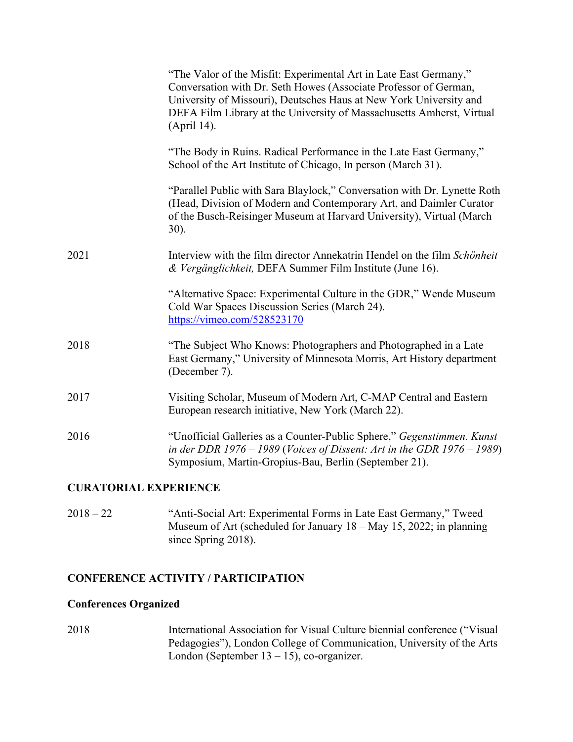“The Valor of the Misfit: Experimental Art in Late East Germany,” Conversation with Dr. Seth Howes (Associate Professor of German, University of Missouri), Deutsches Haus at New York University and DEFA Film Library at the University of Massachusetts Amherst, Virtual (April 14).

“The Body in Ruins. Radical Performance in the Late East Germany,” School of the Art Institute of Chicago, In person (March 31).

“Parallel Public with Sara Blaylock,” Conversation with Dr. Lynette Roth (Head, Division of Modern and Contemporary Art, and Daimler Curator of the Busch-Reisinger Museum at Harvard University), Virtual (March 30).

2021 — Interview with the film director Annekatrin Hendel on the film *Schönheit & Vergänglichkeit,* DEFA Summer Film Institute (June 16).

“Alternative Space: Experimental Culture in the GDR,” Wende Museum Cold War Spaces Discussion Series (March 24). [https://vimeo.com/528523170](https://vimeo.com/528523170)

2018 — “The Subject Who Knows: Photographers and Photographed in a Late East Germany,” University of Minnesota Morris, Art History department (December 7).

2017 — Visiting Scholar, Museum of Modern Art, C-MAP Central and Eastern European research initiative, New York (March 22).

2016 — “Unofficial Galleries as a Counter-Public Sphere,” *Gegenstimmen. Kunst in der DDR 1976 – 1989* (*Voices of Dissent: Art in the GDR 1976 – 1989*) Symposium, Martin-Gropius-Bau, Berlin (September 21).

## CURATORIAL EXPERIENCE

2018 – 22 — “Anti-Social Art: Experimental Forms in Late East Germany,” Tweed Museum of Art (scheduled for January 18 – May 15, 2022; in planning since Spring 2018).

## CONFERENCE ACTIVITY / PARTICIPATION

### Conferences Organized

2018 — International Association for Visual Culture biennial conference (“Visual Pedagogies”), London College of Communication, University of the Arts London (September 13 – 15), co-organizer.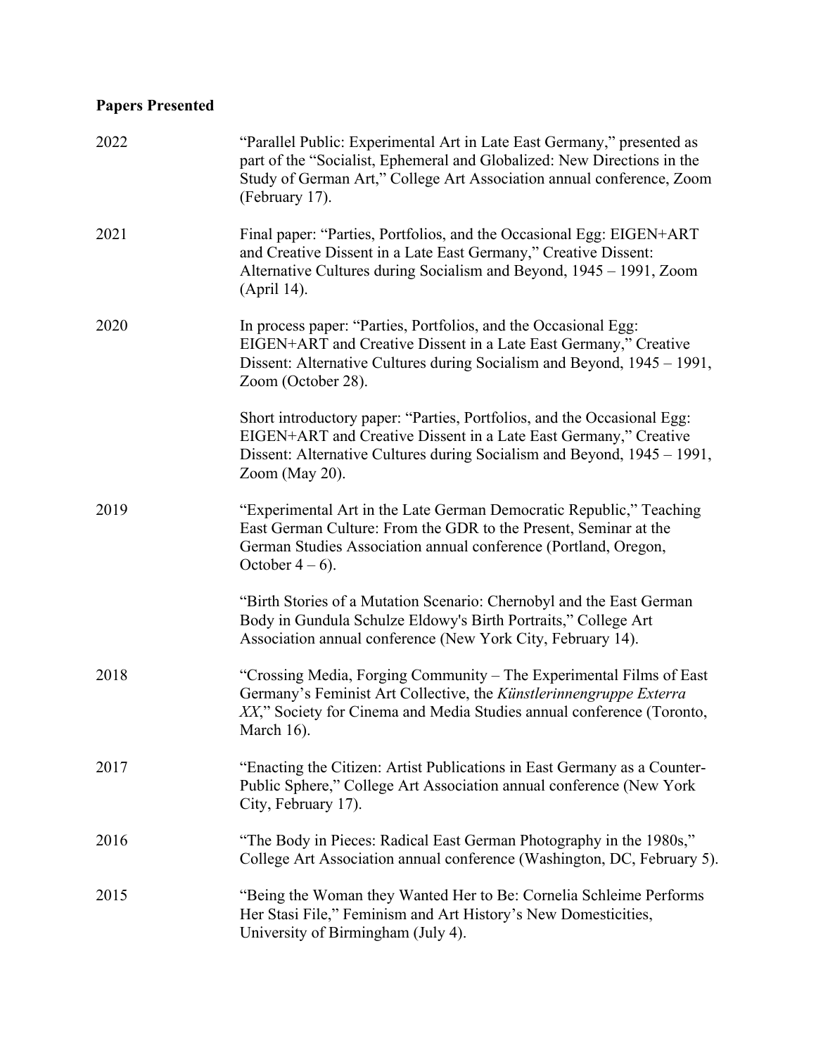## Papers Presented

2022 — "Parallel Public: Experimental Art in Late East Germany," presented as part of the "Socialist, Ephemeral and Globalized: New Directions in the Study of German Art," College Art Association annual conference, Zoom (February 17).

2021 — Final paper: "Parties, Portfolios, and the Occasional Egg: EIGEN+ART and Creative Dissent in a Late East Germany," Creative Dissent: Alternative Cultures during Socialism and Beyond, 1945 – 1991, Zoom (April 14).

2020 — In process paper: "Parties, Portfolios, and the Occasional Egg: EIGEN+ART and Creative Dissent in a Late East Germany," Creative Dissent: Alternative Cultures during Socialism and Beyond, 1945 – 1991, Zoom (October 28).

Short introductory paper: "Parties, Portfolios, and the Occasional Egg: EIGEN+ART and Creative Dissent in a Late East Germany," Creative Dissent: Alternative Cultures during Socialism and Beyond, 1945 – 1991, Zoom (May 20).

2019 — "Experimental Art in the Late German Democratic Republic," Teaching East German Culture: From the GDR to the Present, Seminar at the German Studies Association annual conference (Portland, Oregon, October 4 – 6).

"Birth Stories of a Mutation Scenario: Chernobyl and the East German Body in Gundula Schulze Eldowy's Birth Portraits," College Art Association annual conference (New York City, February 14).

2018 — "Crossing Media, Forging Community – The Experimental Films of East Germany's Feminist Art Collective, the *Künstlerinnengruppe Exterra XX*," Society for Cinema and Media Studies annual conference (Toronto, March 16).

2017 — "Enacting the Citizen: Artist Publications in East Germany as a Counter-Public Sphere," College Art Association annual conference (New York City, February 17).

2016 — "The Body in Pieces: Radical East German Photography in the 1980s," College Art Association annual conference (Washington, DC, February 5).

2015 — "Being the Woman they Wanted Her to Be: Cornelia Schleime Performs Her Stasi File," Feminism and Art History's New Domesticities, University of Birmingham (July 4).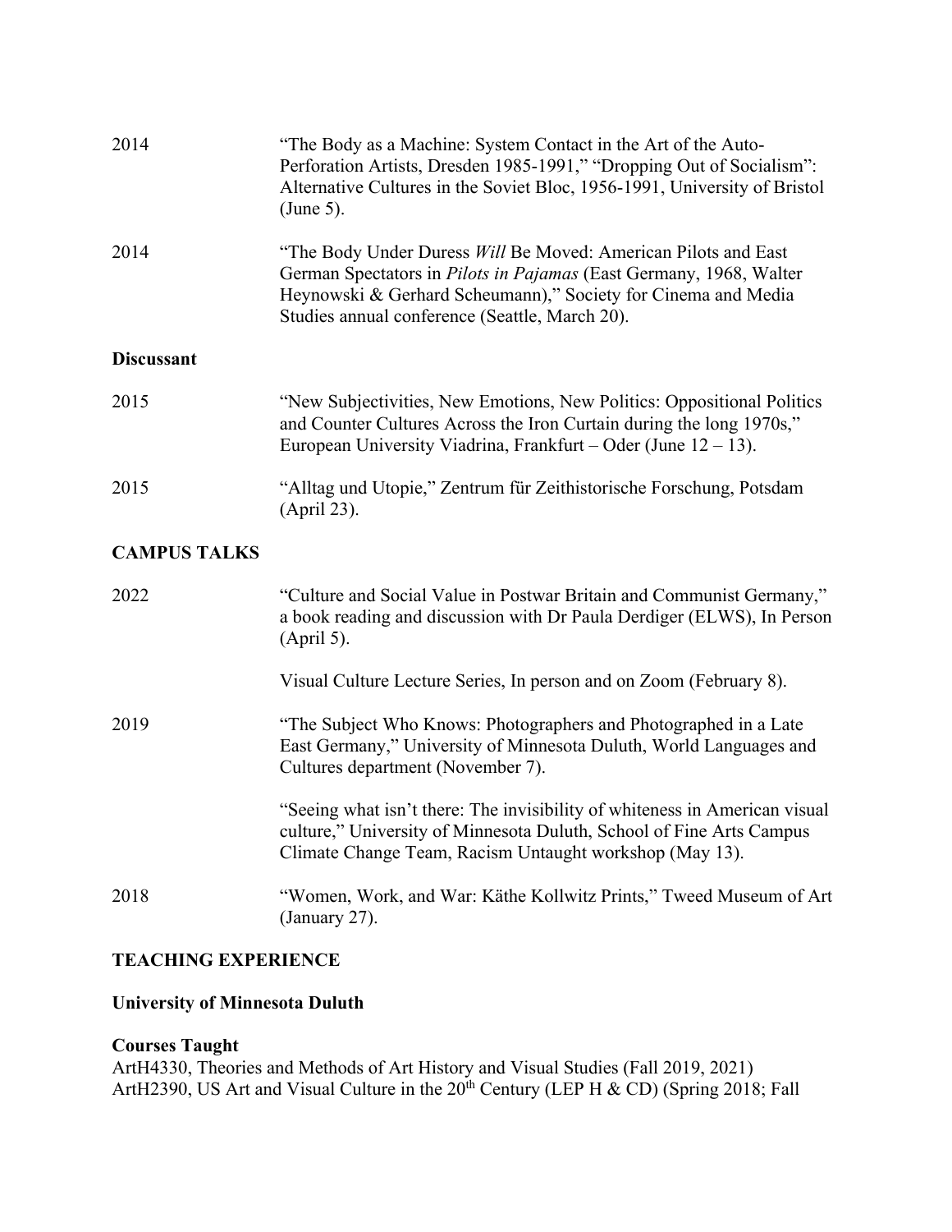2014 — "The Body as a Machine: System Contact in the Art of the Auto-Perforation Artists, Dresden 1985-1991," "Dropping Out of Socialism": Alternative Cultures in the Soviet Bloc, 1956-1991, University of Bristol (June 5).

2014 — "The Body Under Duress *Will* Be Moved: American Pilots and East German Spectators in *Pilots in Pajamas* (East Germany, 1968, Walter Heynowski & Gerhard Scheumann)," Society for Cinema and Media Studies annual conference (Seattle, March 20).

**Discussant**

2015 — "New Subjectivities, New Emotions, New Politics: Oppositional Politics and Counter Cultures Across the Iron Curtain during the long 1970s," European University Viadrina, Frankfurt – Oder (June 12 – 13).

2015 — "Alltag und Utopie," Zentrum für Zeithistorische Forschung, Potsdam (April 23).

## CAMPUS TALKS

2022 — "Culture and Social Value in Postwar Britain and Communist Germany," a book reading and discussion with Dr Paula Derdiger (ELWS), In Person (April 5).

Visual Culture Lecture Series, In person and on Zoom (February 8).

2019 — "The Subject Who Knows: Photographers and Photographed in a Late East Germany," University of Minnesota Duluth, World Languages and Cultures department (November 7).

"Seeing what isn't there: The invisibility of whiteness in American visual culture," University of Minnesota Duluth, School of Fine Arts Campus Climate Change Team, Racism Untaught workshop (May 13).

2018 — "Women, Work, and War: Käthe Kollwitz Prints," Tweed Museum of Art (January 27).

## TEACHING EXPERIENCE

**University of Minnesota Duluth**

**Courses Taught**

ArtH4330, Theories and Methods of Art History and Visual Studies (Fall 2019, 2021)
ArtH2390, US Art and Visual Culture in the 20th Century (LEP H & CD) (Spring 2018; Fall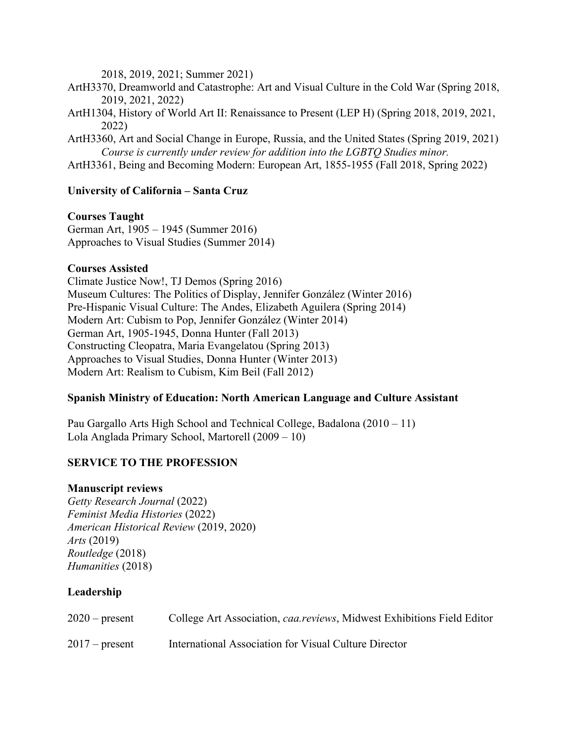2018, 2019, 2021; Summer 2021)

ArtH3370, Dreamworld and Catastrophe: Art and Visual Culture in the Cold War (Spring 2018, 2019, 2021, 2022)

ArtH1304, History of World Art II: Renaissance to Present (LEP H) (Spring 2018, 2019, 2021, 2022)

ArtH3360, Art and Social Change in Europe, Russia, and the United States (Spring 2019, 2021)
*Course is currently under review for addition into the LGBTQ Studies minor.*

ArtH3361, Being and Becoming Modern: European Art, 1855-1955 (Fall 2018, Spring 2022)

**University of California – Santa Cruz**

**Courses Taught**

German Art, 1905 – 1945 (Summer 2016)
Approaches to Visual Studies (Summer 2014)

**Courses Assisted**

Climate Justice Now!, TJ Demos (Spring 2016)
Museum Cultures: The Politics of Display, Jennifer González (Winter 2016)
Pre-Hispanic Visual Culture: The Andes, Elizabeth Aguilera (Spring 2014)
Modern Art: Cubism to Pop, Jennifer González (Winter 2014)
German Art, 1905-1945, Donna Hunter (Fall 2013)
Constructing Cleopatra, Maria Evangelatou (Spring 2013)
Approaches to Visual Studies, Donna Hunter (Winter 2013)
Modern Art: Realism to Cubism, Kim Beil (Fall 2012)

**Spanish Ministry of Education: North American Language and Culture Assistant**

Pau Gargallo Arts High School and Technical College, Badalona (2010 – 11)
Lola Anglada Primary School, Martorell (2009 – 10)

## SERVICE TO THE PROFESSION

**Manuscript reviews**

*Getty Research Journal* (2022)
*Feminist Media Histories* (2022)
*American Historical Review* (2019, 2020)
*Arts* (2019)
*Routledge* (2018)
*Humanities* (2018)

**Leadership**

2020 – present College Art Association, *caa.reviews*, Midwest Exhibitions Field Editor

2017 – present International Association for Visual Culture Director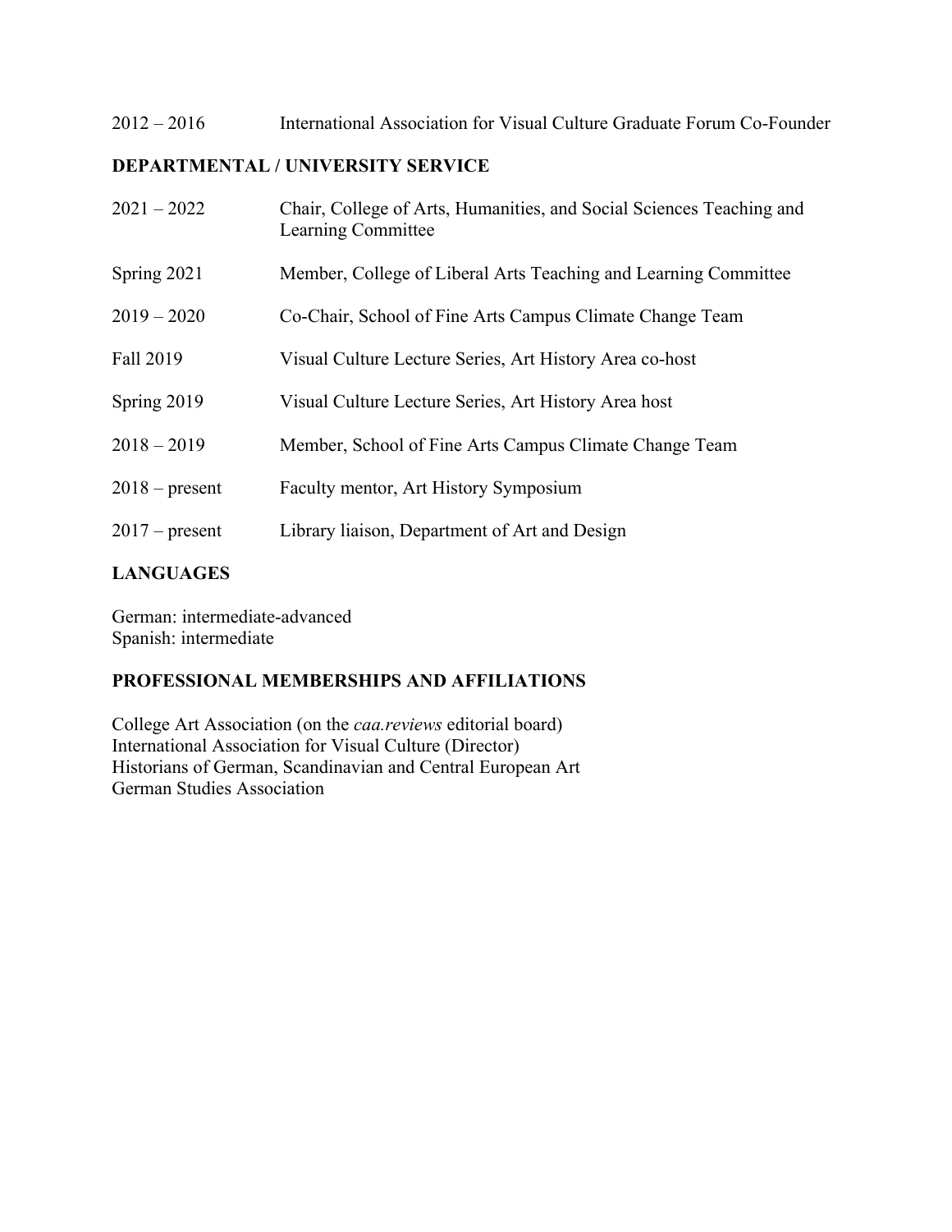2012 – 2016 International Association for Visual Culture Graduate Forum Co-Founder

## DEPARTMENTAL / UNIVERSITY SERVICE

2021 – 2022 Chair, College of Arts, Humanities, and Social Sciences Teaching and Learning Committee

Spring 2021 Member, College of Liberal Arts Teaching and Learning Committee

2019 – 2020 Co-Chair, School of Fine Arts Campus Climate Change Team

Fall 2019 Visual Culture Lecture Series, Art History Area co-host

Spring 2019 Visual Culture Lecture Series, Art History Area host

2018 – 2019 Member, School of Fine Arts Campus Climate Change Team

2018 – present Faculty mentor, Art History Symposium

2017 – present Library liaison, Department of Art and Design

## LANGUAGES

German: intermediate-advanced
Spanish: intermediate

## PROFESSIONAL MEMBERSHIPS AND AFFILIATIONS

College Art Association (on the *caa.reviews* editorial board)
International Association for Visual Culture (Director)
Historians of German, Scandinavian and Central European Art
German Studies Association